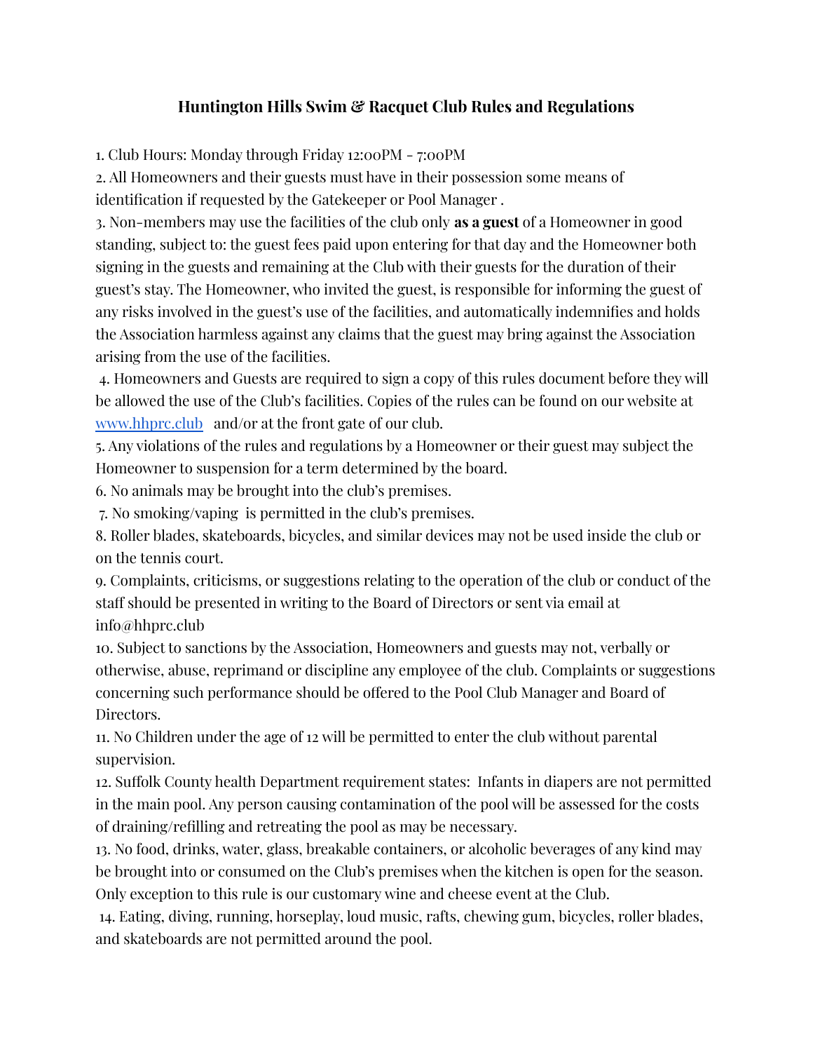# Huntington Hills Swim & Racquet Club Rules and Regulations

1. Club Hours: Monday through Friday 12:00PM - 7:00PM
2. All Homeowners and their guests must have in their possession some means of identification if requested by the Gatekeeper or Pool Manager .
3. Non-members may use the facilities of the club only **as a guest** of a Homeowner in good standing, subject to: the guest fees paid upon entering for that day and the Homeowner both signing in the guests and remaining at the Club with their guests for the duration of their guest's stay. The Homeowner, who invited the guest, is responsible for informing the guest of any risks involved in the guest's use of the facilities, and automatically indemnifies and holds the Association harmless against any claims that the guest may bring against the Association arising from the use of the facilities.
4. Homeowners and Guests are required to sign a copy of this rules document before they will be allowed the use of the Club's facilities. Copies of the rules can be found on our website at [www.hhprc.club](http://www.hhprc.club) and/or at the front gate of our club.
5. Any violations of the rules and regulations by a Homeowner or their guest may subject the Homeowner to suspension for a term determined by the board.
6. No animals may be brought into the club's premises.
7. No smoking/vaping is permitted in the club's premises.
8. Roller blades, skateboards, bicycles, and similar devices may not be used inside the club or on the tennis court.
9. Complaints, criticisms, or suggestions relating to the operation of the club or conduct of the staff should be presented in writing to the Board of Directors or sent via email at info@hhprc.club
10. Subject to sanctions by the Association, Homeowners and guests may not, verbally or otherwise, abuse, reprimand or discipline any employee of the club. Complaints or suggestions concerning such performance should be offered to the Pool Club Manager and Board of Directors.
11. No Children under the age of 12 will be permitted to enter the club without parental supervision.
12. Suffolk County health Department requirement states: Infants in diapers are not permitted in the main pool. Any person causing contamination of the pool will be assessed for the costs of draining/refilling and retreating the pool as may be necessary.
13. No food, drinks, water, glass, breakable containers, or alcoholic beverages of any kind may be brought into or consumed on the Club's premises when the kitchen is open for the season. Only exception to this rule is our customary wine and cheese event at the Club.
14. Eating, diving, running, horseplay, loud music, rafts, chewing gum, bicycles, roller blades, and skateboards are not permitted around the pool.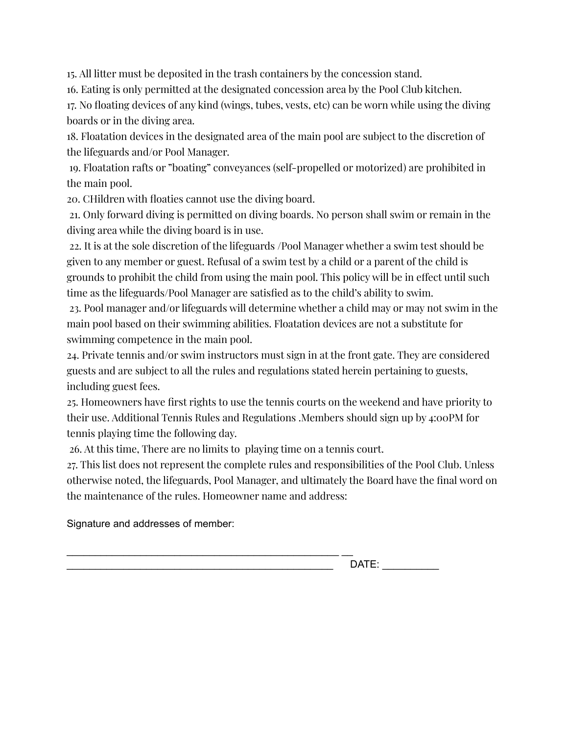15. All litter must be deposited in the trash containers by the concession stand.
16. Eating is only permitted at the designated concession area by the Pool Club kitchen.
17. No floating devices of any kind (wings, tubes, vests, etc) can be worn while using the diving boards or in the diving area.
18. Floatation devices in the designated area of the main pool are subject to the discretion of the lifeguards and/or Pool Manager.
19. Floatation rafts or "boating" conveyances (self-propelled or motorized) are prohibited in the main pool.
20. CHildren with floaties cannot use the diving board.
21. Only forward diving is permitted on diving boards. No person shall swim or remain in the diving area while the diving board is in use.
22. It is at the sole discretion of the lifeguards /Pool Manager whether a swim test should be given to any member or guest. Refusal of a swim test by a child or a parent of the child is grounds to prohibit the child from using the main pool. This policy will be in effect until such time as the lifeguards/Pool Manager are satisfied as to the child's ability to swim.
23. Pool manager and/or lifeguards will determine whether a child may or may not swim in the main pool based on their swimming abilities. Floatation devices are not a substitute for swimming competence in the main pool.
24. Private tennis and/or swim instructors must sign in at the front gate. They are considered guests and are subject to all the rules and regulations stated herein pertaining to guests, including guest fees.
25. Homeowners have first rights to use the tennis courts on the weekend and have priority to their use. Additional Tennis Rules and Regulations .Members should sign up by 4:00PM for tennis playing time the following day.
26. At this time, There are no limits to playing time on a tennis court.
27. This list does not represent the complete rules and responsibilities of the Pool Club. Unless otherwise noted, the lifeguards, Pool Manager, and ultimately the Board have the final word on the maintenance of the rules. Homeowner name and address:

Signature and addresses of member:

_______________________________________________ __
______________________________________________ DATE: __________